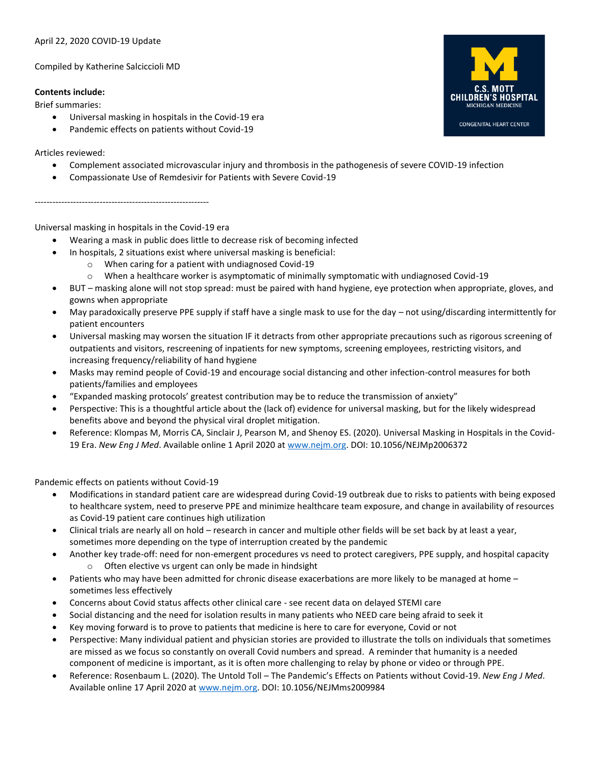April 22, 2020 COVID-19 Update

Compiled by Katherine Salcicciolí MD

**Contents include:**

Brief summaries:

- Universal masking in hospitals in the Covid-19 era
- Pandemic effects on patients without Covid-19

Articles reviewed:

- Complement associated microvascular injury and thrombosis in the pathogenesis of severe COVID-19 infection
- Compassionate Use of Remdesivir for Patients with Severe Covid-19

----------------------------------------------------------

Universal masking in hospitals in the Covid-19 era

- Wearing a mask in public does little to decrease risk of becoming infected
- In hospitals, 2 situations exist where universal masking is beneficial:
  - When caring for a patient with undiagnosed Covid-19
  - When a healthcare worker is asymptomatic of minimally symptomatic with undiagnosed Covid-19
- BUT – masking alone will not stop spread: must be paired with hand hygiene, eye protection when appropriate, gloves, and gowns when appropriate
- May paradoxically preserve PPE supply if staff have a single mask to use for the day – not using/discarding intermittently for patient encounters
- Universal masking may worsen the situation IF it detracts from other appropriate precautions such as rigorous screening of outpatients and visitors, rescreening of inpatients for new symptoms, screening employees, restricting visitors, and increasing frequency/reliability of hand hygiene
- Masks may remind people of Covid-19 and encourage social distancing and other infection-control measures for both patients/families and employees
- "Expanded masking protocols' greatest contribution may be to reduce the transmission of anxiety"
- Perspective: This is a thoughtful article about the (lack of) evidence for universal masking, but for the likely widespread benefits above and beyond the physical viral droplet mitigation.
- Reference: Klompas M, Morris CA, Sinclair J, Pearson M, and Shenoy ES. (2020). Universal Masking in Hospitals in the Covid-19 Era. *New Eng J Med*. Available online 1 April 2020 at www.nejm.org. DOI: 10.1056/NEJMp2006372

Pandemic effects on patients without Covid-19

- Modifications in standard patient care are widespread during Covid-19 outbreak due to risks to patients with being exposed to healthcare system, need to preserve PPE and minimize healthcare team exposure, and change in availability of resources as Covid-19 patient care continues high utilization
- Clinical trials are nearly all on hold – research in cancer and multiple other fields will be set back by at least a year, sometimes more depending on the type of interruption created by the pandemic
- Another key trade-off: need for non-emergent procedures vs need to protect caregivers, PPE supply, and hospital capacity
  - Often elective vs urgent can only be made in hindsight
- Patients who may have been admitted for chronic disease exacerbations are more likely to be managed at home – sometimes less effectively
- Concerns about Covid status affects other clinical care - see recent data on delayed STEMI care
- Social distancing and the need for isolation results in many patients who NEED care being afraid to seek it
- Key moving forward is to prove to patients that medicine is here to care for everyone, Covid or not
- Perspective: Many individual patient and physician stories are provided to illustrate the tolls on individuals that sometimes are missed as we focus so constantly on overall Covid numbers and spread. A reminder that humanity is a needed component of medicine is important, as it is often more challenging to relay by phone or video or through PPE.
- Reference: Rosenbaum L. (2020). The Untold Toll – The Pandemic's Effects on Patients without Covid-19. *New Eng J Med*. Available online 17 April 2020 at www.nejm.org. DOI: 10.1056/NEJMms2009984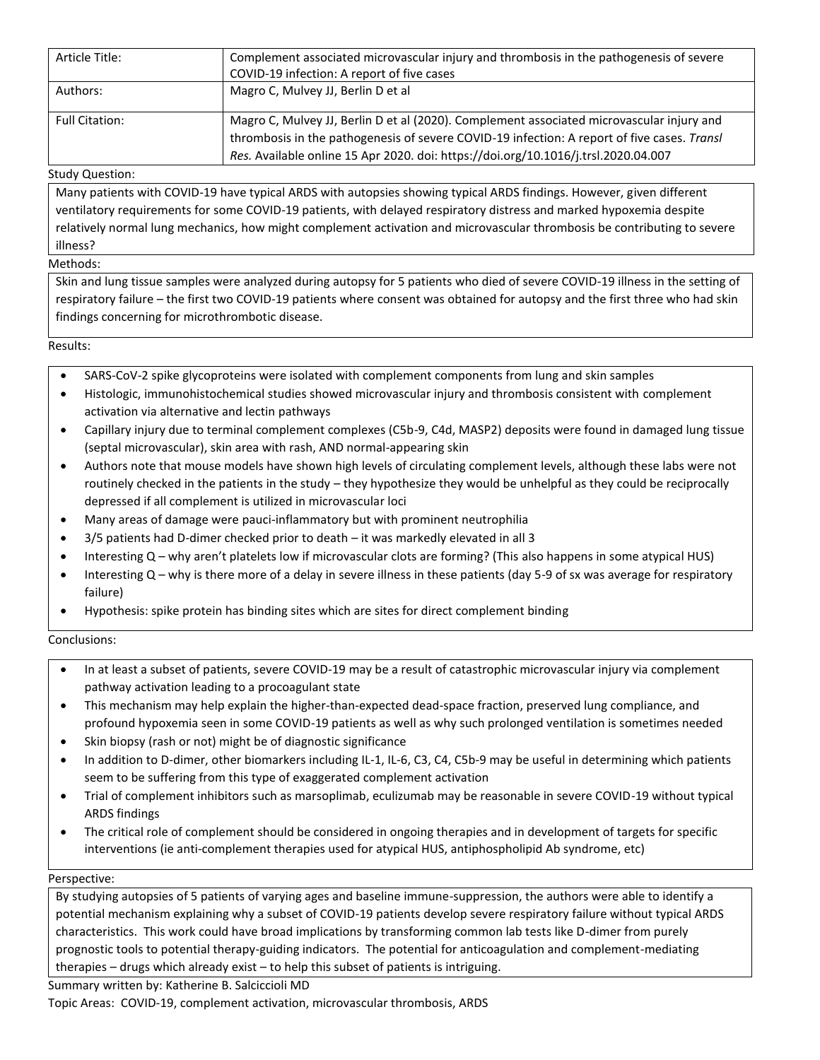| Article Title: | Complement associated microvascular injury and thrombosis in the pathogenesis of severe COVID-19 infection: A report of five cases |
|---|---|
| Authors: | Magro C, Mulvey JJ, Berlin D et al |
| Full Citation: | Magro C, Mulvey JJ, Berlin D et al (2020). Complement associated microvascular injury and thrombosis in the pathogenesis of severe COVID-19 infection: A report of five cases. *Transl Res.* Available online 15 Apr 2020. doi: https://doi.org/10.1016/j.trsl.2020.04.007 |

Study Question:

Many patients with COVID-19 have typical ARDS with autopsies showing typical ARDS findings. However, given different ventilatory requirements for some COVID-19 patients, with delayed respiratory distress and marked hypoxemia despite relatively normal lung mechanics, how might complement activation and microvascular thrombosis be contributing to severe illness?

Methods:

Skin and lung tissue samples were analyzed during autopsy for 5 patients who died of severe COVID-19 illness in the setting of respiratory failure – the first two COVID-19 patients where consent was obtained for autopsy and the first three who had skin findings concerning for microthrombotic disease.

Results:

- SARS-CoV-2 spike glycoproteins were isolated with complement components from lung and skin samples
- Histologic, immunohistochemical studies showed microvascular injury and thrombosis consistent with complement activation via alternative and lectin pathways
- Capillary injury due to terminal complement complexes (C5b-9, C4d, MASP2) deposits were found in damaged lung tissue (septal microvascular), skin area with rash, AND normal-appearing skin
- Authors note that mouse models have shown high levels of circulating complement levels, although these labs were not routinely checked in the patients in the study – they hypothesize they would be unhelpful as they could be reciprocally depressed if all complement is utilized in microvascular loci
- Many areas of damage were pauci-inflammatory but with prominent neutrophilia
- 3/5 patients had D-dimer checked prior to death – it was markedly elevated in all 3
- Interesting Q – why aren't platelets low if microvascular clots are forming? (This also happens in some atypical HUS)
- Interesting Q – why is there more of a delay in severe illness in these patients (day 5-9 of sx was average for respiratory failure)
- Hypothesis: spike protein has binding sites which are sites for direct complement binding

Conclusions:

- In at least a subset of patients, severe COVID-19 may be a result of catastrophic microvascular injury via complement pathway activation leading to a procoagulant state
- This mechanism may help explain the higher-than-expected dead-space fraction, preserved lung compliance, and profound hypoxemia seen in some COVID-19 patients as well as why such prolonged ventilation is sometimes needed
- Skin biopsy (rash or not) might be of diagnostic significance
- In addition to D-dimer, other biomarkers including IL-1, IL-6, C3, C4, C5b-9 may be useful in determining which patients seem to be suffering from this type of exaggerated complement activation
- Trial of complement inhibitors such as marsoplimab, eculizumab may be reasonable in severe COVID-19 without typical ARDS findings
- The critical role of complement should be considered in ongoing therapies and in development of targets for specific interventions (ie anti-complement therapies used for atypical HUS, antiphospholipid Ab syndrome, etc)

Perspective:

By studying autopsies of 5 patients of varying ages and baseline immune-suppression, the authors were able to identify a potential mechanism explaining why a subset of COVID-19 patients develop severe respiratory failure without typical ARDS characteristics. This work could have broad implications by transforming common lab tests like D-dimer from purely prognostic tools to potential therapy-guiding indicators. The potential for anticoagulation and complement-mediating therapies – drugs which already exist – to help this subset of patients is intriguing.

Summary written by: Katherine B. Salciccioli MD

Topic Areas: COVID-19, complement activation, microvascular thrombosis, ARDS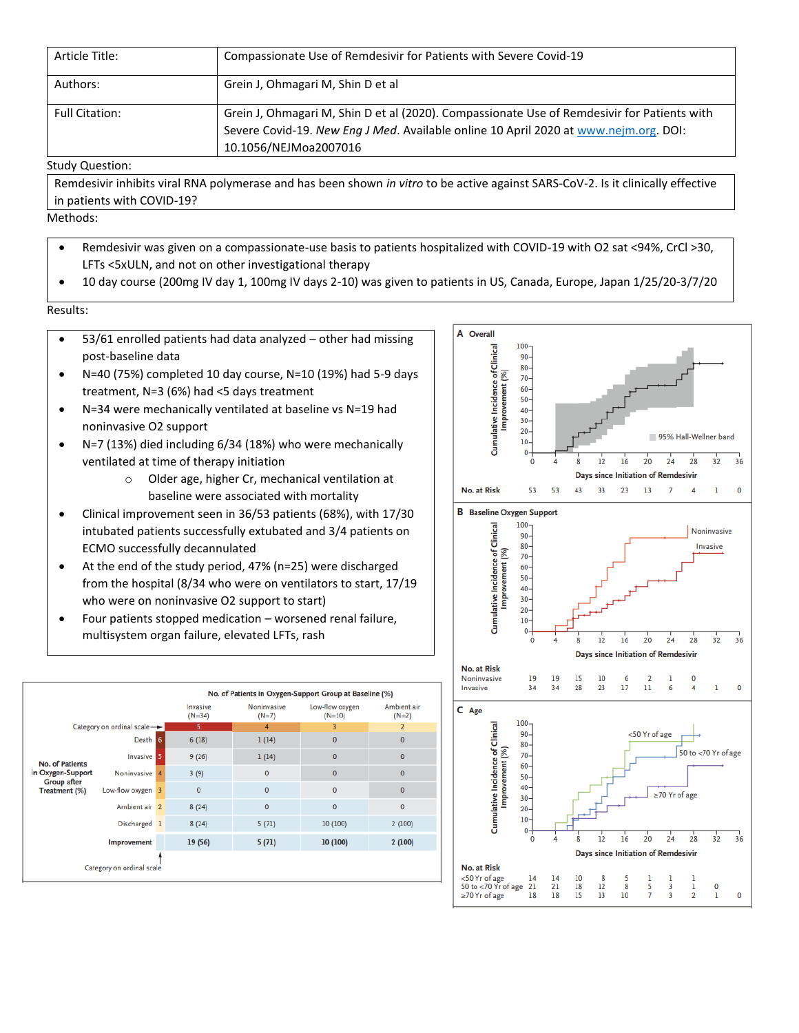| Article Title: | Compassionate Use of Remdesivir for Patients with Severe Covid-19 |
|---|---|
| Authors: | Grein J, Ohmagari M, Shin D et al |
| Full Citation: | Grein J, Ohmagari M, Shin D et al (2020). Compassionate Use of Remdesivir for Patients with Severe Covid-19. *New Eng J Med*. Available online 10 April 2020 at www.nejm.org. DOI: 10.1056/NEJMoa2007016 |

Study Question:

Remdesivir inhibits viral RNA polymerase and has been shown *in vitro* to be active against SARS-CoV-2. Is it clinically effective in patients with COVID-19?

Methods:

- Remdesivir was given on a compassionate-use basis to patients hospitalized with COVID-19 with O2 sat <94%, CrCl >30, LFTs <5xULN, and not on other investigational therapy
- 10 day course (200mg IV day 1, 100mg IV days 2-10) was given to patients in US, Canada, Europe, Japan 1/25/20-3/7/20

Results:

- 53/61 enrolled patients had data analyzed – other had missing post-baseline data
- N=40 (75%) completed 10 day course, N=10 (19%) had 5-9 days treatment, N=3 (6%) had <5 days treatment
- N=34 were mechanically ventilated at baseline vs N=19 had noninvasive O2 support
- N=7 (13%) died including 6/34 (18%) who were mechanically ventilated at time of therapy initiation
  - Older age, higher Cr, mechanical ventilation at baseline were associated with mortality
- Clinical improvement seen in 36/53 patients (68%), with 17/30 intubated patients successfully extubated and 3/4 patients on ECMO successfully decannulated
- At the end of the study period, 47% (n=25) were discharged from the hospital (8/34 who were on ventilators to start, 17/19 who were on noninvasive O2 support to start)
- Four patients stopped medication – worsened renal failure, multisystem organ failure, elevated LFTs, rash

**No. of Patients in Oxygen-Support Group at Baseline (%)**

| No. of Patients in Oxygen-Support Group after Treatment (%) | Category on ordinal scale | Invasive (N=34) | Noninvasive (N=7) | Low-flow oxygen (N=10) | Ambient air (N=2) |
|---|---|---|---|---|---|
| Category on ordinal scale | | 5 | 4 | 3 | 2 |
| Death | 6 | 6 (18) | 1 (14) | 0 | 0 |
| Invasive | 5 | 9 (26) | 1 (14) | 0 | 0 |
| Noninvasive | 4 | 3 (9) | 0 | 0 | 0 |
| Low-flow oxygen | 3 | 0 | 0 | 0 | 0 |
| Ambient air | 2 | 8 (24) | 0 | 0 | 0 |
| Discharged | 1 | 8 (24) | 5 (71) | 10 (100) | 2 (100) |
| **Improvement** | | **19 (56)** | **5 (71)** | **10 (100)** | **2 (100)** |

**A Overall**

Cumulative Incidence of Clinical Improvement (%) vs Days since Initiation of Remdesivir; 95% Hall-Wellner band

| No. at Risk | 0 | 4 | 8 | 12 | 16 | 20 | 24 | 28 | 32 | 36 |
|---|---|---|---|---|---|---|---|---|---|---|
| Overall | 53 | 53 | 43 | 33 | 23 | 13 | 7 | 4 | 1 | 0 |

**B Baseline Oxygen Support**

| No. at Risk | 0 | 4 | 8 | 12 | 16 | 20 | 24 | 28 | 32 | 36 |
|---|---|---|---|---|---|---|---|---|---|---|
| Noninvasive | 19 | 19 | 15 | 10 | 6 | 2 | 1 | 0 | | |
| Invasive | 34 | 34 | 28 | 23 | 17 | 11 | 6 | 4 | 1 | 0 |

**C Age**

| No. at Risk | 0 | 4 | 8 | 12 | 16 | 20 | 24 | 28 | 32 | 36 |
|---|---|---|---|---|---|---|---|---|---|---|
| <50 Yr of age | 14 | 14 | 10 | 8 | 5 | 1 | 1 | 1 | 0 | |
| 50 to <70 Yr of age | 21 | 21 | 18 | 12 | 8 | 5 | 3 | 1 | 0 | |
| ≥70 Yr of age | 18 | 18 | 15 | 13 | 10 | 7 | 3 | 2 | 1 | 0 |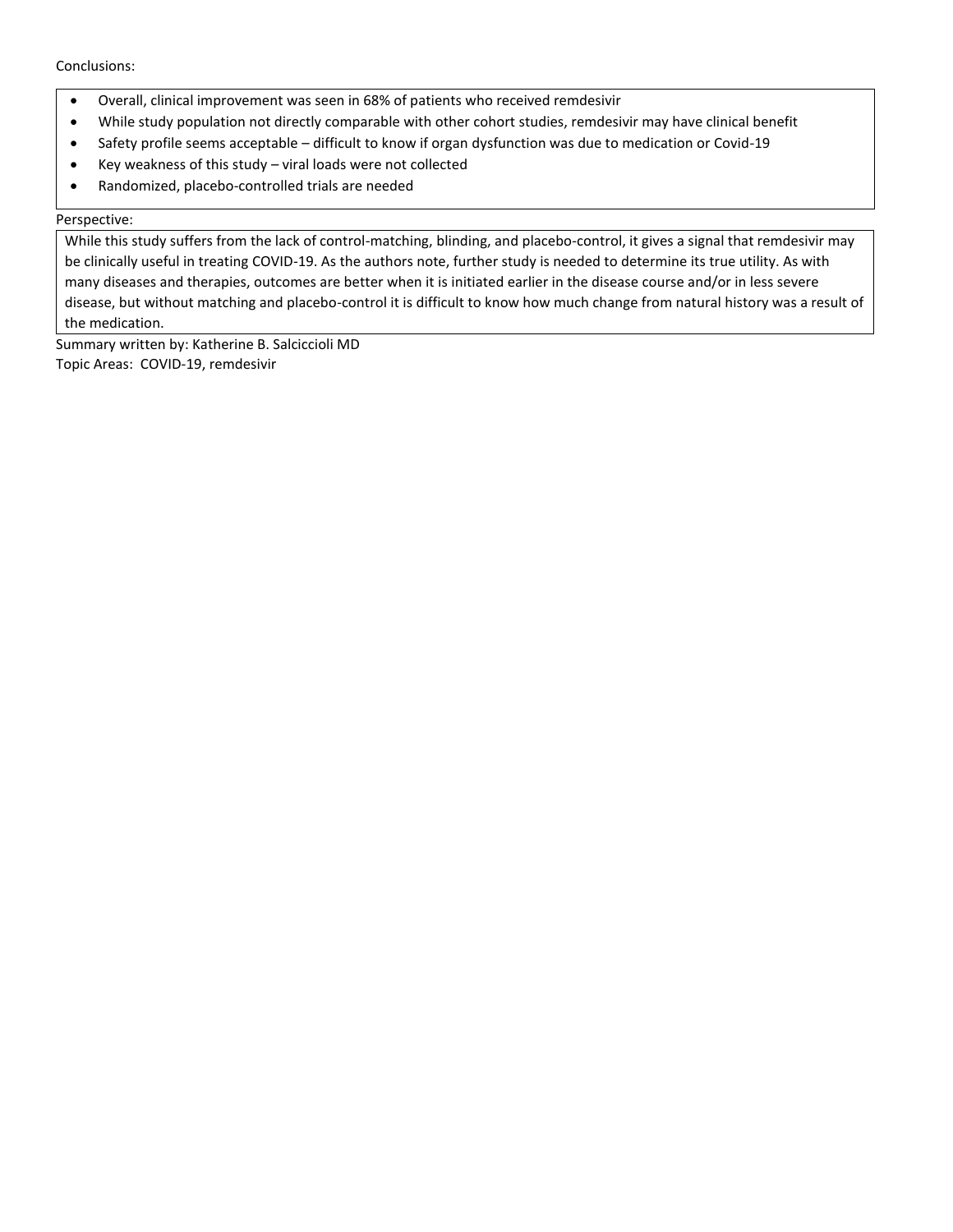Conclusions:

- Overall, clinical improvement was seen in 68% of patients who received remdesivir
- While study population not directly comparable with other cohort studies, remdesivir may have clinical benefit
- Safety profile seems acceptable – difficult to know if organ dysfunction was due to medication or Covid-19
- Key weakness of this study – viral loads were not collected
- Randomized, placebo-controlled trials are needed

Perspective:

While this study suffers from the lack of control-matching, blinding, and placebo-control, it gives a signal that remdesivir may be clinically useful in treating COVID-19. As the authors note, further study is needed to determine its true utility. As with many diseases and therapies, outcomes are better when it is initiated earlier in the disease course and/or in less severe disease, but without matching and placebo-control it is difficult to know how much change from natural history was a result of the medication.

Summary written by: Katherine B. Salciccioli MD

Topic Areas: COVID-19, remdesivir